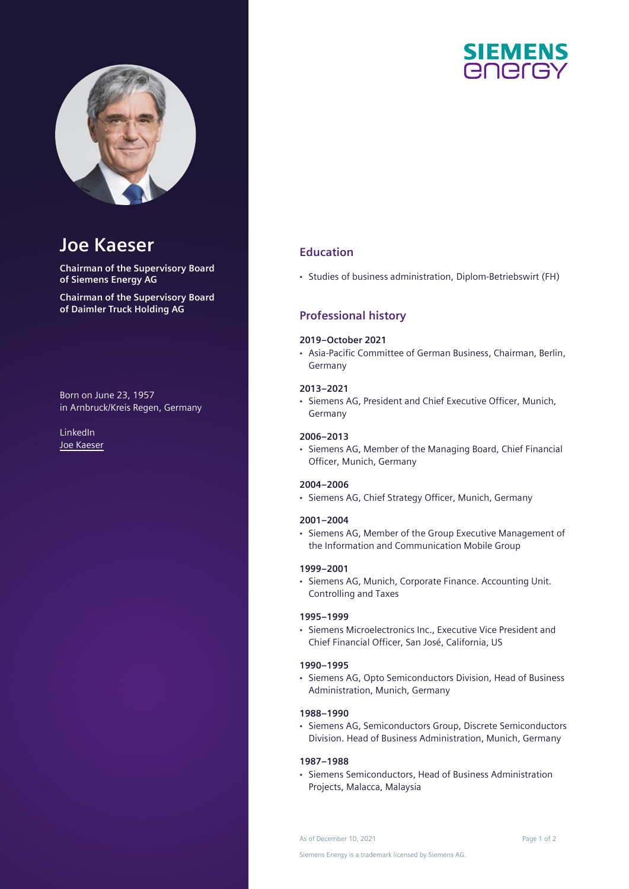# Joe Kaeser

**Chairman of the Supervisory Board of Siemens Energy AG**

**Chairman of the Supervisory Board of Daimler Truck Holding AG**

Born on June 23, 1957
in Arnbruck/Kreis Regen, Germany

LinkedIn
Joe Kaeser

## Education

- Studies of business administration, Diplom-Betriebswirt (FH)

## Professional history

**2019–October 2021**

- Asia-Pacific Committee of German Business, Chairman, Berlin, Germany

**2013–2021**

- Siemens AG, President and Chief Executive Officer, Munich, Germany

**2006–2013**

- Siemens AG, Member of the Managing Board, Chief Financial Officer, Munich, Germany

**2004–2006**

- Siemens AG, Chief Strategy Officer, Munich, Germany

**2001–2004**

- Siemens AG, Member of the Group Executive Management of the Information and Communication Mobile Group

**1999–2001**

- Siemens AG, Munich, Corporate Finance. Accounting Unit. Controlling and Taxes

**1995–1999**

- Siemens Microelectronics Inc., Executive Vice President and Chief Financial Officer, San José, California, US

**1990–1995**

- Siemens AG, Opto Semiconductors Division, Head of Business Administration, Munich, Germany

**1988–1990**

- Siemens AG, Semiconductors Group, Discrete Semiconductors Division. Head of Business Administration, Munich, Germany

**1987–1988**

- Siemens Semiconductors, Head of Business Administration Projects, Malacca, Malaysia

As of December 10, 2021

Siemens Energy is a trademark licensed by Siemens AG.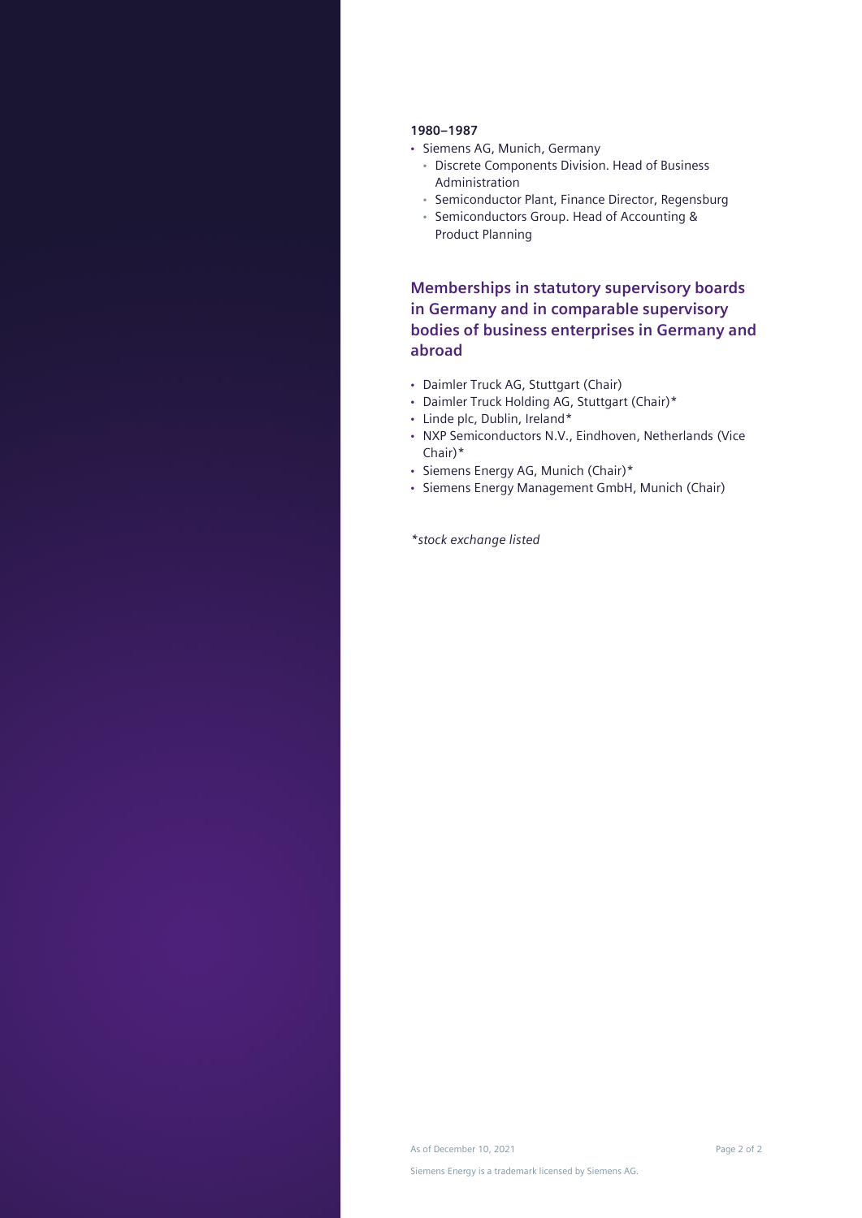**1980–1987**

- Siemens AG, Munich, Germany
  - Discrete Components Division. Head of Business Administration
  - Semiconductor Plant, Finance Director, Regensburg
  - Semiconductors Group. Head of Accounting & Product Planning

## Memberships in statutory supervisory boards in Germany and in comparable supervisory bodies of business enterprises in Germany and abroad

- Daimler Truck AG, Stuttgart (Chair)
- Daimler Truck Holding AG, Stuttgart (Chair)*
- Linde plc, Dublin, Ireland*
- NXP Semiconductors N.V., Eindhoven, Netherlands (Vice Chair)*
- Siemens Energy AG, Munich (Chair)*
- Siemens Energy Management GmbH, Munich (Chair)

*\*stock exchange listed*

As of December 10, 2021

Siemens Energy is a trademark licensed by Siemens AG.